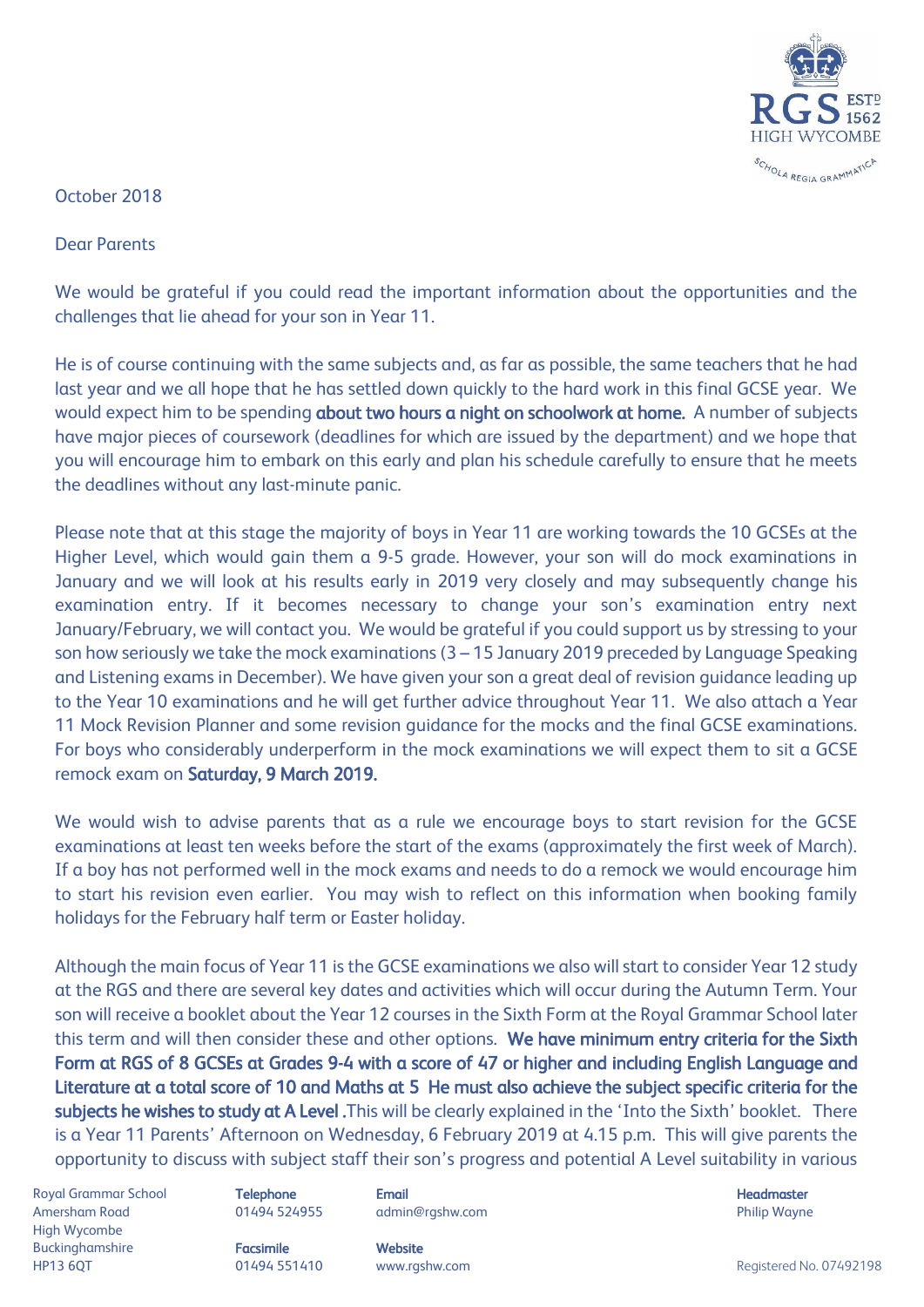October 2018

Dear Parents

We would be grateful if you could read the important information about the opportunities and the challenges that lie ahead for your son in Year 11.

He is of course continuing with the same subjects and, as far as possible, the same teachers that he had last year and we all hope that he has settled down quickly to the hard work in this final GCSE year. We would expect him to be spending **about two hours a night on schoolwork at home.** A number of subjects have major pieces of coursework (deadlines for which are issued by the department) and we hope that you will encourage him to embark on this early and plan his schedule carefully to ensure that he meets the deadlines without any last-minute panic.

Please note that at this stage the majority of boys in Year 11 are working towards the 10 GCSEs at the Higher Level, which would gain them a 9-5 grade. However, your son will do mock examinations in January and we will look at his results early in 2019 very closely and may subsequently change his examination entry. If it becomes necessary to change your son's examination entry next January/February, we will contact you. We would be grateful if you could support us by stressing to your son how seriously we take the mock examinations (3 – 15 January 2019 preceded by Language Speaking and Listening exams in December). We have given your son a great deal of revision guidance leading up to the Year 10 examinations and he will get further advice throughout Year 11. We also attach a Year 11 Mock Revision Planner and some revision guidance for the mocks and the final GCSE examinations. For boys who considerably underperform in the mock examinations we will expect them to sit a GCSE remock exam on **Saturday, 9 March 2019.**

We would wish to advise parents that as a rule we encourage boys to start revision for the GCSE examinations at least ten weeks before the start of the exams (approximately the first week of March). If a boy has not performed well in the mock exams and needs to do a remock we would encourage him to start his revision even earlier. You may wish to reflect on this information when booking family holidays for the February half term or Easter holiday.

Although the main focus of Year 11 is the GCSE examinations we also will start to consider Year 12 study at the RGS and there are several key dates and activities which will occur during the Autumn Term. Your son will receive a booklet about the Year 12 courses in the Sixth Form at the Royal Grammar School later this term and will then consider these and other options. **We have minimum entry criteria for the Sixth Form at RGS of 8 GCSEs at Grades 9-4 with a score of 47 or higher and including English Language and Literature at a total score of 10 and Maths at 5 He must also achieve the subject specific criteria for the subjects he wishes to study at A Level .**This will be clearly explained in the 'Into the Sixth' booklet. There is a Year 11 Parents' Afternoon on Wednesday, 6 February 2019 at 4.15 p.m. This will give parents the opportunity to discuss with subject staff their son's progress and potential A Level suitability in various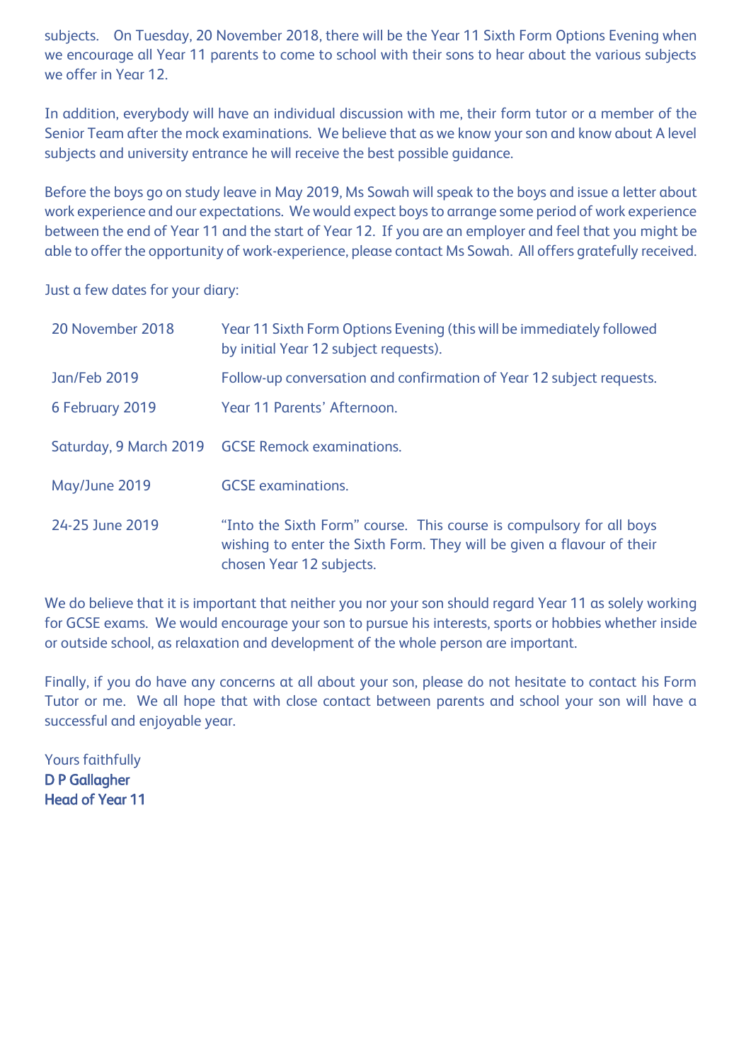subjects. On Tuesday, 20 November 2018, there will be the Year 11 Sixth Form Options Evening when we encourage all Year 11 parents to come to school with their sons to hear about the various subjects we offer in Year 12.

In addition, everybody will have an individual discussion with me, their form tutor or a member of the Senior Team after the mock examinations. We believe that as we know your son and know about A level subjects and university entrance he will receive the best possible guidance.

Before the boys go on study leave in May 2019, Ms Sowah will speak to the boys and issue a letter about work experience and our expectations. We would expect boys to arrange some period of work experience between the end of Year 11 and the start of Year 12. If you are an employer and feel that you might be able to offer the opportunity of work-experience, please contact Ms Sowah. All offers gratefully received.

Just a few dates for your diary:

| | |
|---|---|
| 20 November 2018 | Year 11 Sixth Form Options Evening (this will be immediately followed by initial Year 12 subject requests). |
| Jan/Feb 2019 | Follow-up conversation and confirmation of Year 12 subject requests. |
| 6 February 2019 | Year 11 Parents' Afternoon. |
| Saturday, 9 March 2019 | GCSE Remock examinations. |
| May/June 2019 | GCSE examinations. |
| 24-25 June 2019 | "Into the Sixth Form" course. This course is compulsory for all boys wishing to enter the Sixth Form. They will be given a flavour of their chosen Year 12 subjects. |

We do believe that it is important that neither you nor your son should regard Year 11 as solely working for GCSE exams. We would encourage your son to pursue his interests, sports or hobbies whether inside or outside school, as relaxation and development of the whole person are important.

Finally, if you do have any concerns at all about your son, please do not hesitate to contact his Form Tutor or me. We all hope that with close contact between parents and school your son will have a successful and enjoyable year.

Yours faithfully
**D P Gallagher**
**Head of Year 11**